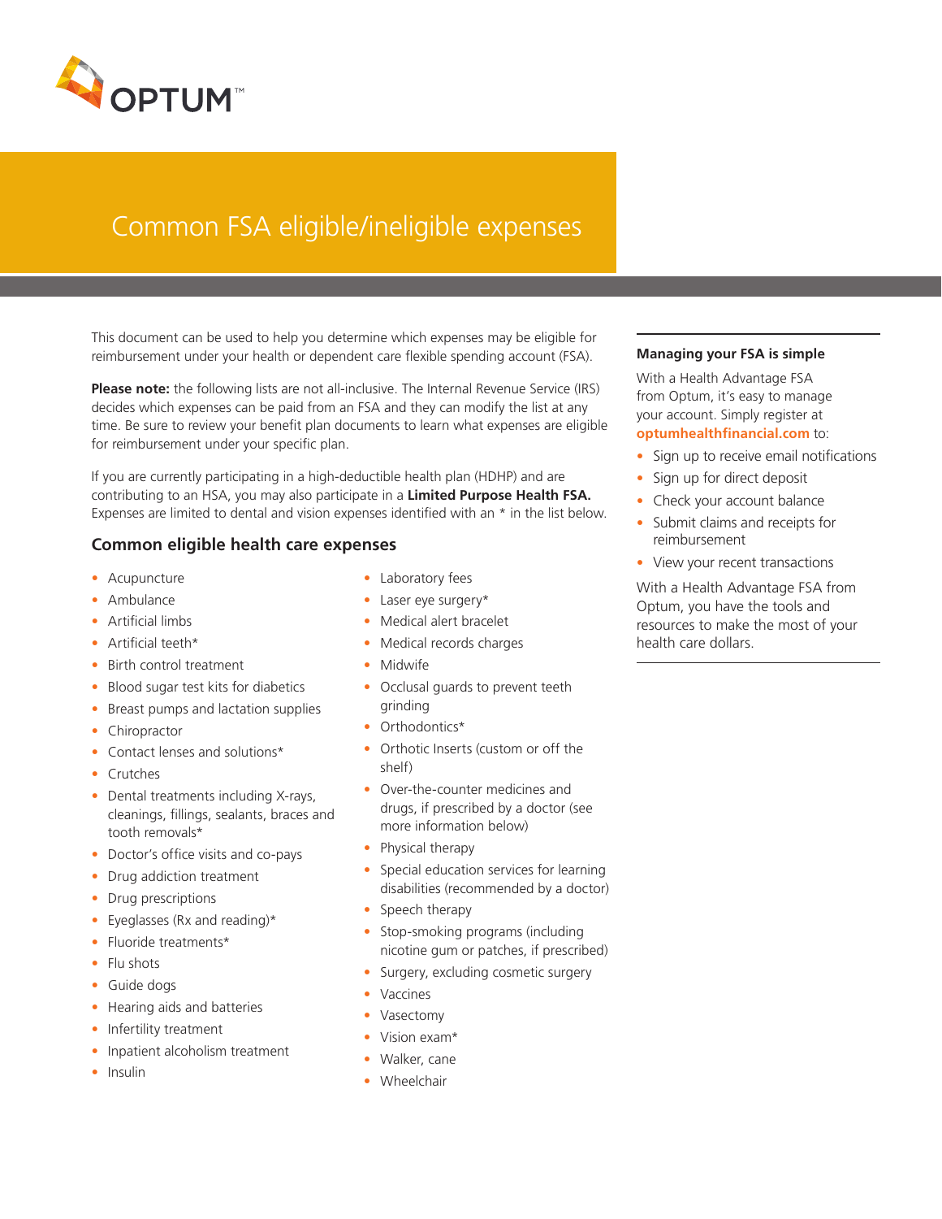OPTUM™

# Common FSA eligible/ineligible expenses

This document can be used to help you determine which expenses may be eligible for reimbursement under your health or dependent care flexible spending account (FSA).

**Please note:** the following lists are not all-inclusive. The Internal Revenue Service (IRS) decides which expenses can be paid from an FSA and they can modify the list at any time. Be sure to review your benefit plan documents to learn what expenses are eligible for reimbursement under your specific plan.

If you are currently participating in a high-deductible health plan (HDHP) and are contributing to an HSA, you may also participate in a **Limited Purpose Health FSA.** Expenses are limited to dental and vision expenses identified with an * in the list below.

## Common eligible health care expenses

- Acupuncture
- Ambulance
- Artificial limbs
- Artificial teeth*
- Birth control treatment
- Blood sugar test kits for diabetics
- Breast pumps and lactation supplies
- Chiropractor
- Contact lenses and solutions*
- Crutches
- Dental treatments including X-rays, cleanings, fillings, sealants, braces and tooth removals*
- Doctor's office visits and co-pays
- Drug addiction treatment
- Drug prescriptions
- Eyeglasses (Rx and reading)*
- Fluoride treatments*
- Flu shots
- Guide dogs
- Hearing aids and batteries
- Infertility treatment
- Inpatient alcoholism treatment
- Insulin
- Laboratory fees
- Laser eye surgery*
- Medical alert bracelet
- Medical records charges
- Midwife
- Occlusal guards to prevent teeth grinding
- Orthodontics*
- Orthotic Inserts (custom or off the shelf)
- Over-the-counter medicines and drugs, if prescribed by a doctor (see more information below)
- Physical therapy
- Special education services for learning disabilities (recommended by a doctor)
- Speech therapy
- Stop-smoking programs (including nicotine gum or patches, if prescribed)
- Surgery, excluding cosmetic surgery
- Vaccines
- Vasectomy
- Vision exam*
- Walker, cane
- Wheelchair

**Managing your FSA is simple**

With a Health Advantage FSA from Optum, it's easy to manage your account. Simply register at **optumhealthfinancial.com** to:

- Sign up to receive email notifications
- Sign up for direct deposit
- Check your account balance
- Submit claims and receipts for reimbursement
- View your recent transactions

With a Health Advantage FSA from Optum, you have the tools and resources to make the most of your health care dollars.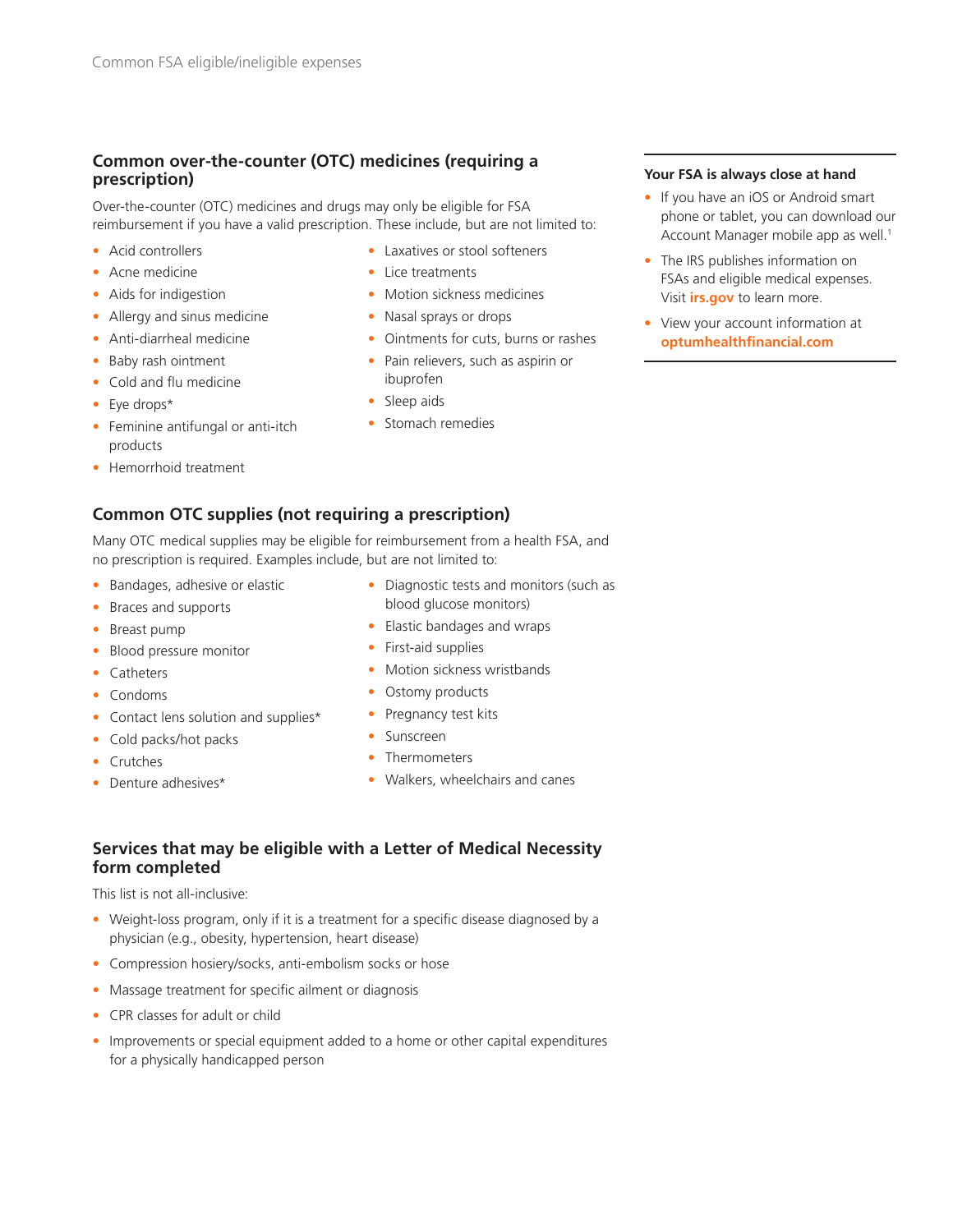## Common over-the-counter (OTC) medicines (requiring a prescription)

Over-the-counter (OTC) medicines and drugs may only be eligible for FSA reimbursement if you have a valid prescription. These include, but are not limited to:

- Acid controllers
- Acne medicine
- Aids for indigestion
- Allergy and sinus medicine
- Anti-diarrheal medicine
- Baby rash ointment
- Cold and flu medicine
- Eye drops*
- Feminine antifungal or anti-itch products
- Hemorrhoid treatment
- Laxatives or stool softeners
- Lice treatments
- Motion sickness medicines
- Nasal sprays or drops
- Ointments for cuts, burns or rashes
- Pain relievers, such as aspirin or ibuprofen
- Sleep aids
- Stomach remedies

## Common OTC supplies (not requiring a prescription)

Many OTC medical supplies may be eligible for reimbursement from a health FSA, and no prescription is required. Examples include, but are not limited to:

- Bandages, adhesive or elastic
- Braces and supports
- Breast pump
- Blood pressure monitor
- Catheters
- Condoms
- Contact lens solution and supplies*
- Cold packs/hot packs
- Crutches
- Denture adhesives*
- Diagnostic tests and monitors (such as blood glucose monitors)
- Elastic bandages and wraps
- First-aid supplies
- Motion sickness wristbands
- Ostomy products
- Pregnancy test kits
- Sunscreen
- Thermometers
- Walkers, wheelchairs and canes

## Services that may be eligible with a Letter of Medical Necessity form completed

This list is not all-inclusive:

- Weight-loss program, only if it is a treatment for a specific disease diagnosed by a physician (e.g., obesity, hypertension, heart disease)
- Compression hosiery/socks, anti-embolism socks or hose
- Massage treatment for specific ailment or diagnosis
- CPR classes for adult or child
- Improvements or special equipment added to a home or other capital expenditures for a physically handicapped person

**Your FSA is always close at hand**

- If you have an iOS or Android smart phone or tablet, you can download our Account Manager mobile app as well.[1]
- The IRS publishes information on FSAs and eligible medical expenses. Visit **irs.gov** to learn more.
- View your account information at **optumhealthfinancial.com**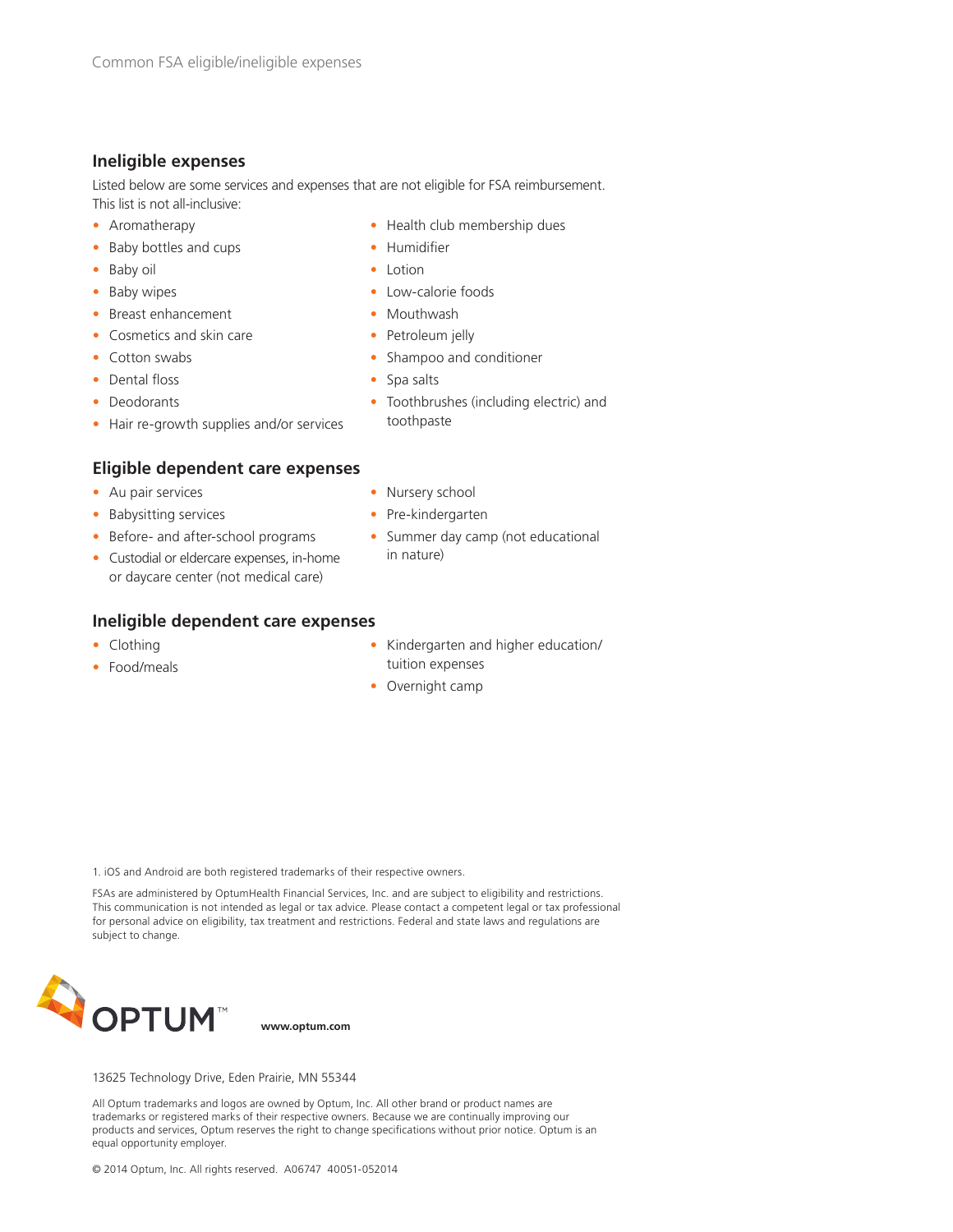## Ineligible expenses

Listed below are some services and expenses that are not eligible for FSA reimbursement. This list is not all-inclusive:

- Aromatherapy
- Baby bottles and cups
- Baby oil
- Baby wipes
- Breast enhancement
- Cosmetics and skin care
- Cotton swabs
- Dental floss
- Deodorants
- Hair re-growth supplies and/or services
- Health club membership dues
- Humidifier
- Lotion
- Low-calorie foods
- Mouthwash
- Petroleum jelly
- Shampoo and conditioner
- Spa salts
- Toothbrushes (including electric) and toothpaste

## Eligible dependent care expenses

- Au pair services
- Babysitting services
- Before- and after-school programs
- Custodial or eldercare expenses, in-home or daycare center (not medical care)
- Nursery school
- Pre-kindergarten
- Summer day camp (not educational in nature)

## Ineligible dependent care expenses

- Clothing
- Food/meals
- Kindergarten and higher education/ tuition expenses
- Overnight camp

1. iOS and Android are both registered trademarks of their respective owners.

FSAs are administered by OptumHealth Financial Services, Inc. and are subject to eligibility and restrictions. This communication is not intended as legal or tax advice. Please contact a competent legal or tax professional for personal advice on eligibility, tax treatment and restrictions. Federal and state laws and regulations are subject to change.

OPTUM™

**www.optum.com**

13625 Technology Drive, Eden Prairie, MN 55344

All Optum trademarks and logos are owned by Optum, Inc. All other brand or product names are trademarks or registered marks of their respective owners. Because we are continually improving our products and services, Optum reserves the right to change specifications without prior notice. Optum is an equal opportunity employer.

© 2014 Optum, Inc. All rights reserved. A06747 40051-052014